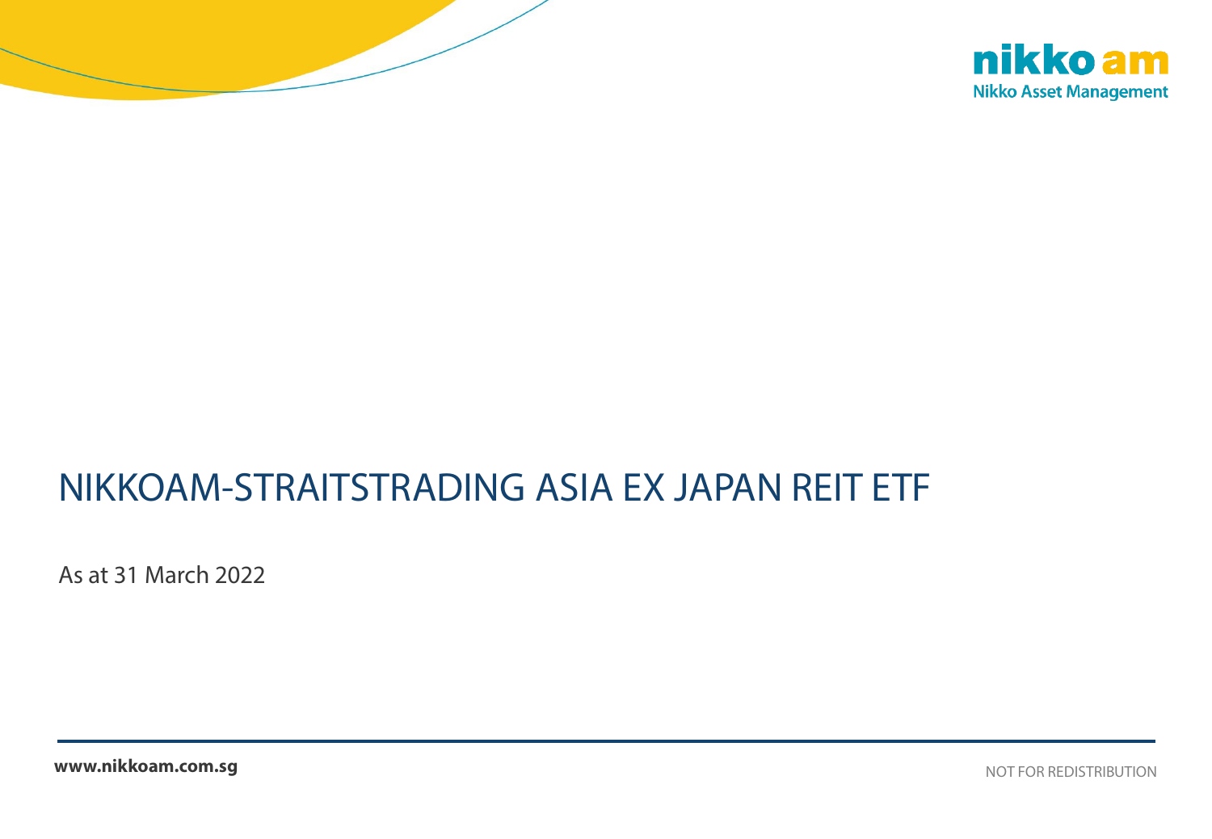# NIKKOAM-STRAITSTRADING ASIA EX JAPAN REIT ETF

As at 31 March 2022

www.nikkoam.com.sg

NOT FOR REDISTRIBUTION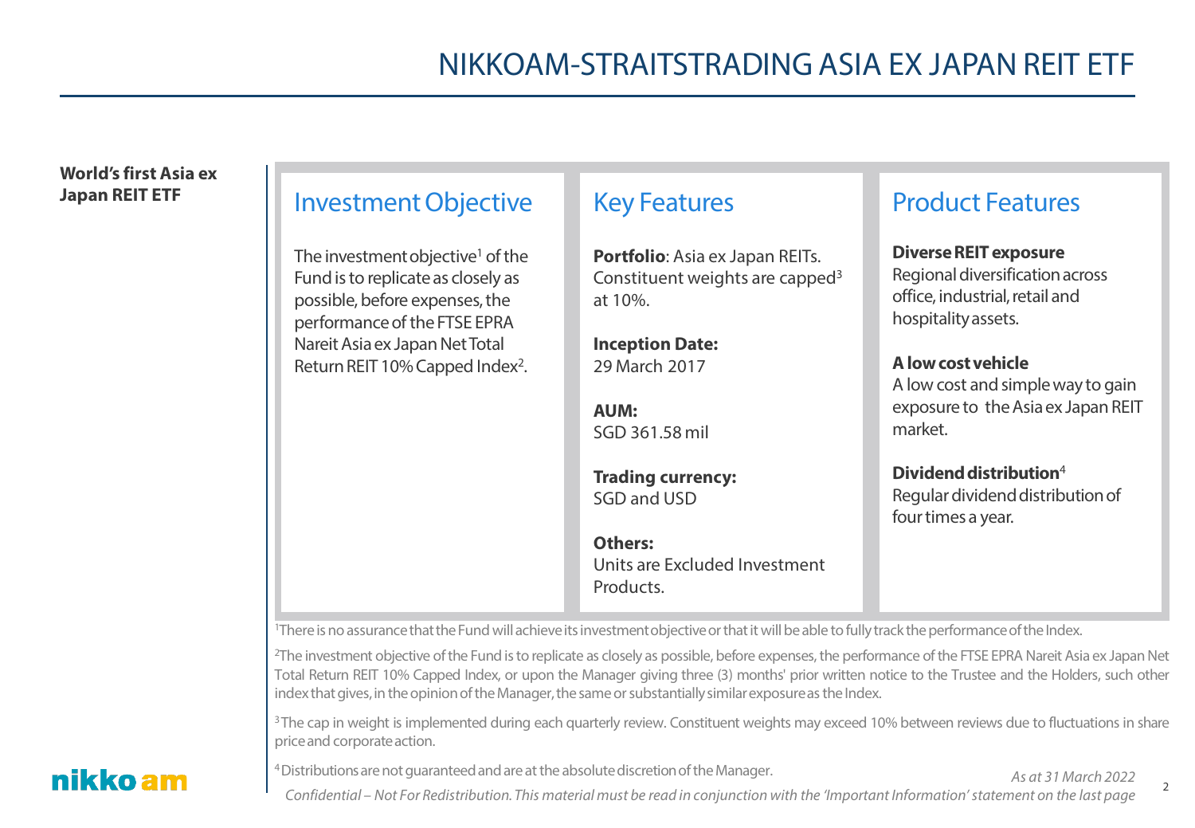# NIKKOAM-STRAITSTRADING ASIA EX JAPAN REIT ETF

**World's first Asia ex Japan REIT ETF**

## Investment Objective

The investment objective[1] of the Fund is to replicate as closely as possible, before expenses, the performance of the FTSE EPRA Nareit Asia ex Japan Net Total Return REIT 10% Capped Index[2].

## Key Features

**Portfolio**: Asia ex Japan REITs. Constituent weights are capped[3] at 10%.

**Inception Date:**
29 March 2017

**AUM:**
SGD 361.58 mil

**Trading currency:**
SGD and USD

**Others:**
Units are Excluded Investment Products.

## Product Features

**Diverse REIT exposure**
Regional diversification across office, industrial, retail and hospitality assets.

**A low cost vehicle**
A low cost and simple way to gain exposure to the Asia ex Japan REIT market.

**Dividend distribution**[4]
Regular dividend distribution of four times a year.

[1] There is no assurance that the Fund will achieve its investment objective or that it will be able to fully track the performance of the Index.

[2] The investment objective of the Fund is to replicate as closely as possible, before expenses, the performance of the FTSE EPRA Nareit Asia ex Japan Net Total Return REIT 10% Capped Index, or upon the Manager giving three (3) months' prior written notice to the Trustee and the Holders, such other index that gives, in the opinion of the Manager, the same or substantially similar exposure as the Index.

[3] The cap in weight is implemented during each quarterly review. Constituent weights may exceed 10% between reviews due to fluctuations in share price and corporate action.

[4] Distributions are not guaranteed and are at the absolute discretion of the Manager.

*As at 31 March 2022*

*Confidential – Not For Redistribution. This material must be read in conjunction with the 'Important Information' statement on the last page*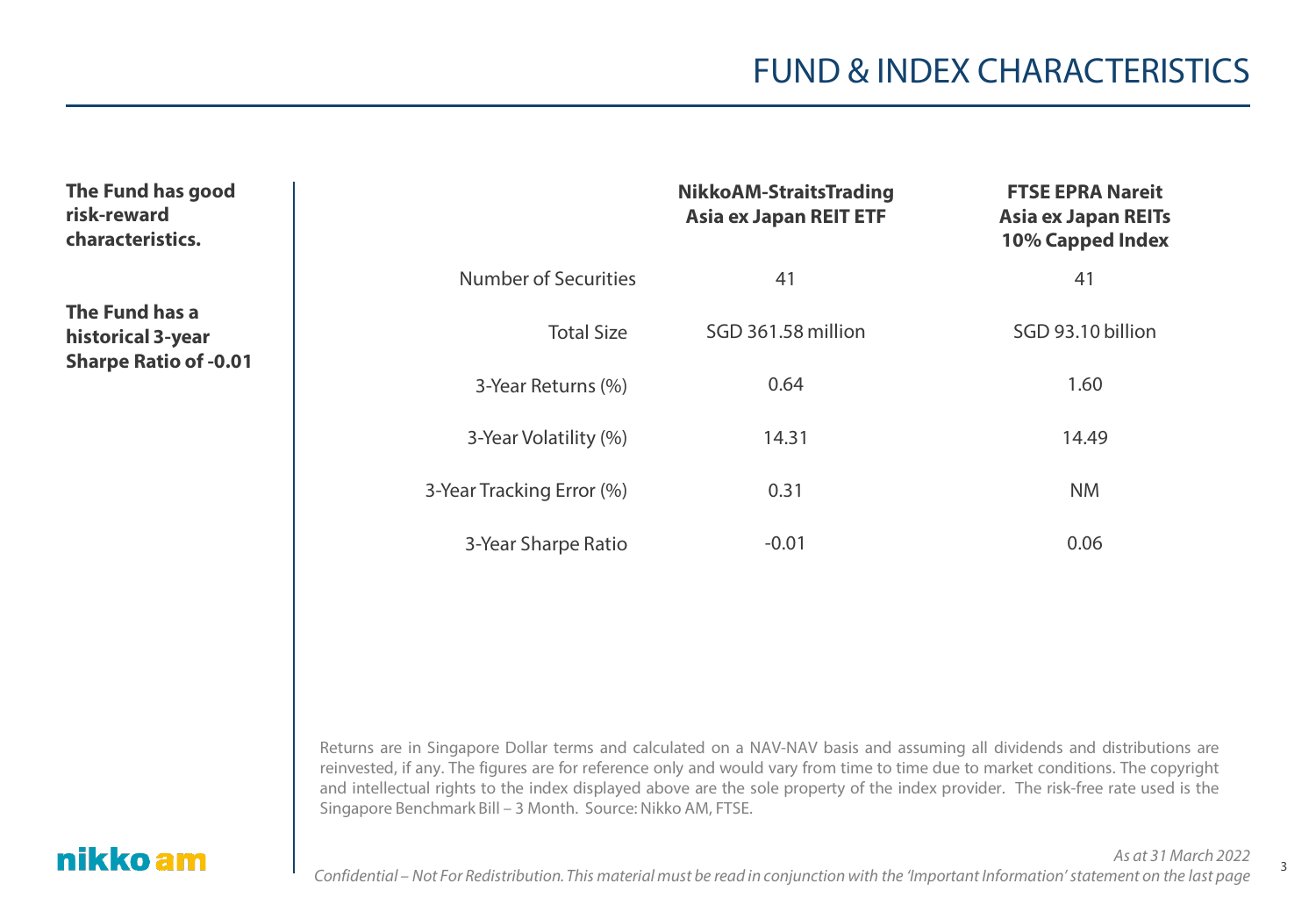# FUND & INDEX CHARACTERISTICS

**The Fund has good risk-reward characteristics.**

**The Fund has a historical 3-year Sharpe Ratio of -0.01**

| | NikkoAM-StraitsTrading Asia ex Japan REIT ETF | FTSE EPRA Nareit Asia ex Japan REITs 10% Capped Index |
|---|---|---|
| Number of Securities | 41 | 41 |
| Total Size | SGD 361.58 million | SGD 93.10 billion |
| 3-Year Returns (%) | 0.64 | 1.60 |
| 3-Year Volatility (%) | 14.31 | 14.49 |
| 3-Year Tracking Error (%) | 0.31 | NM |
| 3-Year Sharpe Ratio | -0.01 | 0.06 |

Returns are in Singapore Dollar terms and calculated on a NAV-NAV basis and assuming all dividends and distributions are reinvested, if any. The figures are for reference only and would vary from time to time due to market conditions. The copyright and intellectual rights to the index displayed above are the sole property of the index provider. The risk-free rate used is the Singapore Benchmark Bill – 3 Month. Source: Nikko AM, FTSE.

*As at 31 March 2022*

*Confidential – Not For Redistribution. This material must be read in conjunction with the 'Important Information' statement on the last page*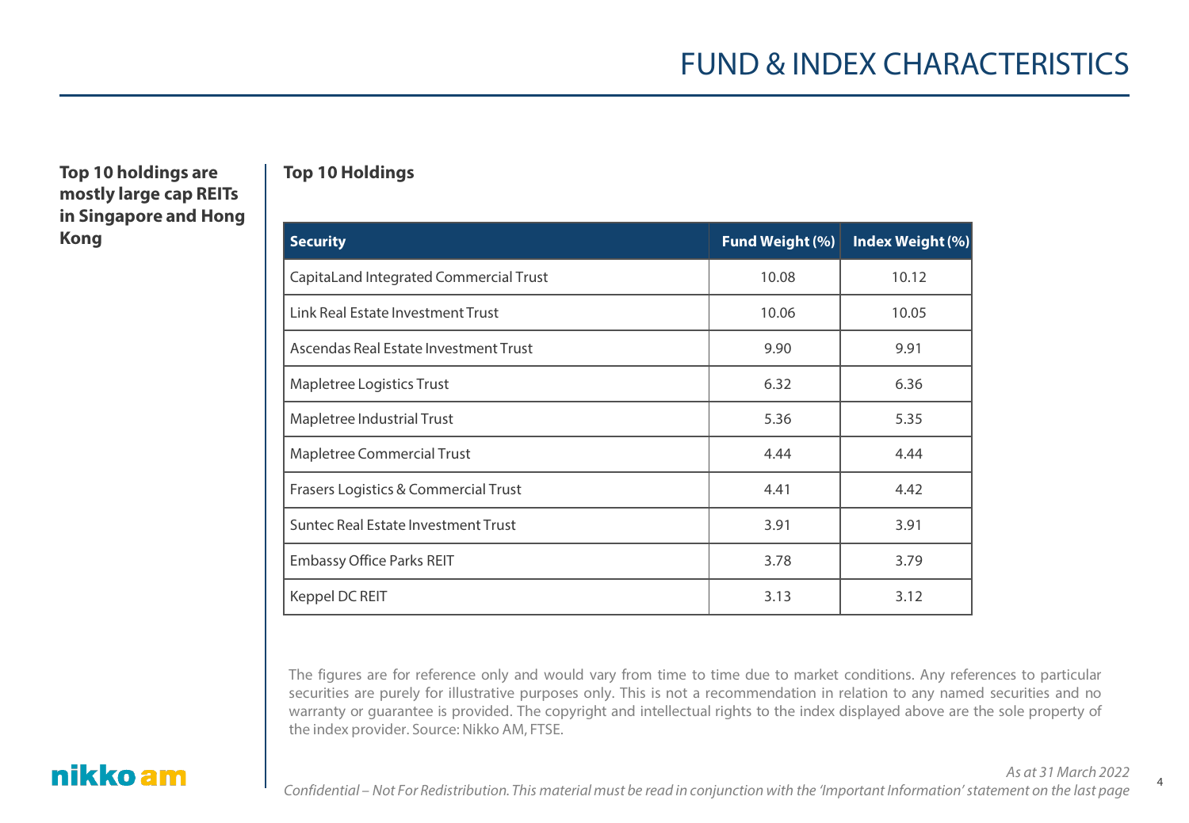# FUND & INDEX CHARACTERISTICS

**Top 10 holdings are mostly large cap REITs in Singapore and Hong Kong**

**Top 10 Holdings**

| Security | Fund Weight (%) | Index Weight (%) |
|---|---|---|
| CapitaLand Integrated Commercial Trust | 10.08 | 10.12 |
| Link Real Estate Investment Trust | 10.06 | 10.05 |
| Ascendas Real Estate Investment Trust | 9.90 | 9.91 |
| Mapletree Logistics Trust | 6.32 | 6.36 |
| Mapletree Industrial Trust | 5.36 | 5.35 |
| Mapletree Commercial Trust | 4.44 | 4.44 |
| Frasers Logistics & Commercial Trust | 4.41 | 4.42 |
| Suntec Real Estate Investment Trust | 3.91 | 3.91 |
| Embassy Office Parks REIT | 3.78 | 3.79 |
| Keppel DC REIT | 3.13 | 3.12 |

The figures are for reference only and would vary from time to time due to market conditions. Any references to particular securities are purely for illustrative purposes only. This is not a recommendation in relation to any named securities and no warranty or guarantee is provided. The copyright and intellectual rights to the index displayed above are the sole property of the index provider. Source: Nikko AM, FTSE.

*As at 31 March 2022*

*Confidential – Not For Redistribution. This material must be read in conjunction with the 'Important Information' statement on the last page*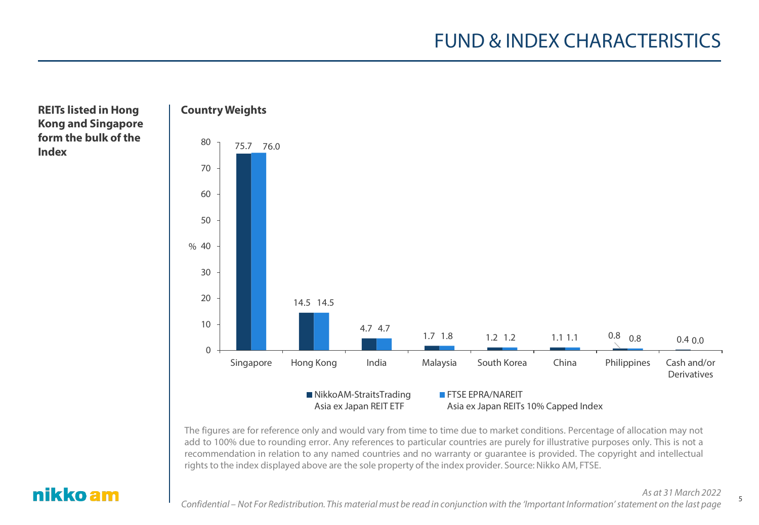# FUND & INDEX CHARACTERISTICS

**REITs listed in Hong Kong and Singapore form the bulk of the Index**

**Country Weights**

| Country | NikkoAM-StraitsTrading Asia ex Japan REIT ETF (%) | FTSE EPRA/NAREIT Asia ex Japan REITs 10% Capped Index (%) |
|---|---|---|
| Singapore | 75.7 | 76.0 |
| Hong Kong | 14.5 | 14.5 |
| India | 4.7 | 4.7 |
| Malaysia | 1.7 | 1.8 |
| South Korea | 1.2 | 1.2 |
| China | 1.1 | 1.1 |
| Philippines | 0.8 | 0.8 |
| Cash and/or Derivatives | 0.4 | 0.0 |

The figures are for reference only and would vary from time to time due to market conditions. Percentage of allocation may not add to 100% due to rounding error. Any references to particular countries are purely for illustrative purposes only. This is not a recommendation in relation to any named countries and no warranty or guarantee is provided. The copyright and intellectual rights to the index displayed above are the sole property of the index provider. Source: Nikko AM, FTSE.

*As at 31 March 2022*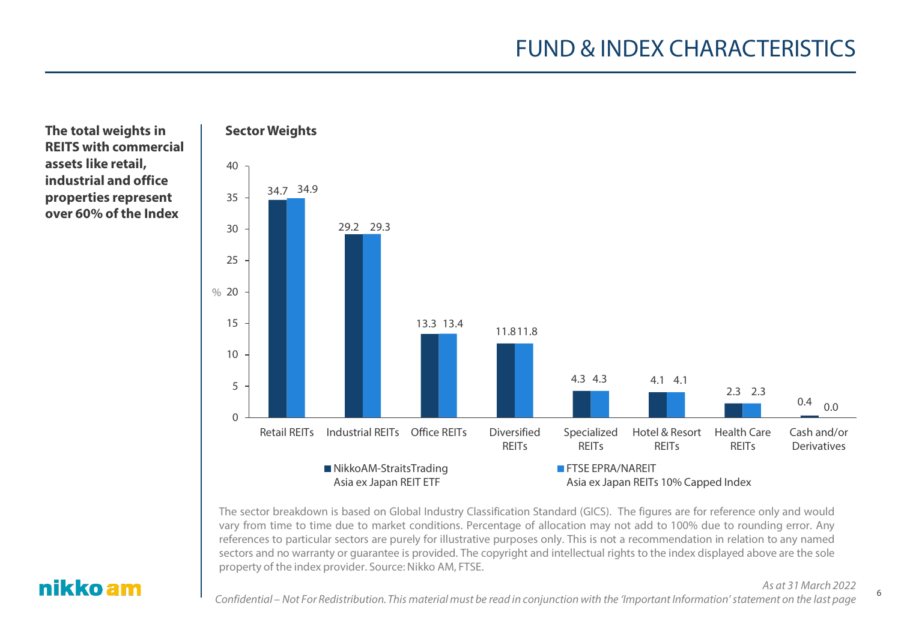# FUND & INDEX CHARACTERISTICS

**The total weights in REITS with commercial assets like retail, industrial and office properties represent over 60% of the Index**

**Sector Weights**

| Sector | NikkoAM-StraitsTrading Asia ex Japan REIT ETF (%) | FTSE EPRA/NAREIT Asia ex Japan REITs 10% Capped Index (%) |
|---|---|---|
| Retail REITs | 34.7 | 34.9 |
| Industrial REITs | 29.2 | 29.3 |
| Office REITs | 13.3 | 13.4 |
| Diversified REITs | 11.8 | 11.8 |
| Specialized REITs | 4.3 | 4.3 |
| Hotel & Resort REITs | 4.1 | 4.1 |
| Health Care REITs | 2.3 | 2.3 |
| Cash and/or Derivatives | 0.4 | 0.0 |

The sector breakdown is based on Global Industry Classification Standard (GICS). The figures are for reference only and would vary from time to time due to market conditions. Percentage of allocation may not add to 100% due to rounding error. Any references to particular sectors are purely for illustrative purposes only. This is not a recommendation in relation to any named sectors and no warranty or guarantee is provided. The copyright and intellectual rights to the index displayed above are the sole property of the index provider. Source: Nikko AM, FTSE.

*As at 31 March 2022*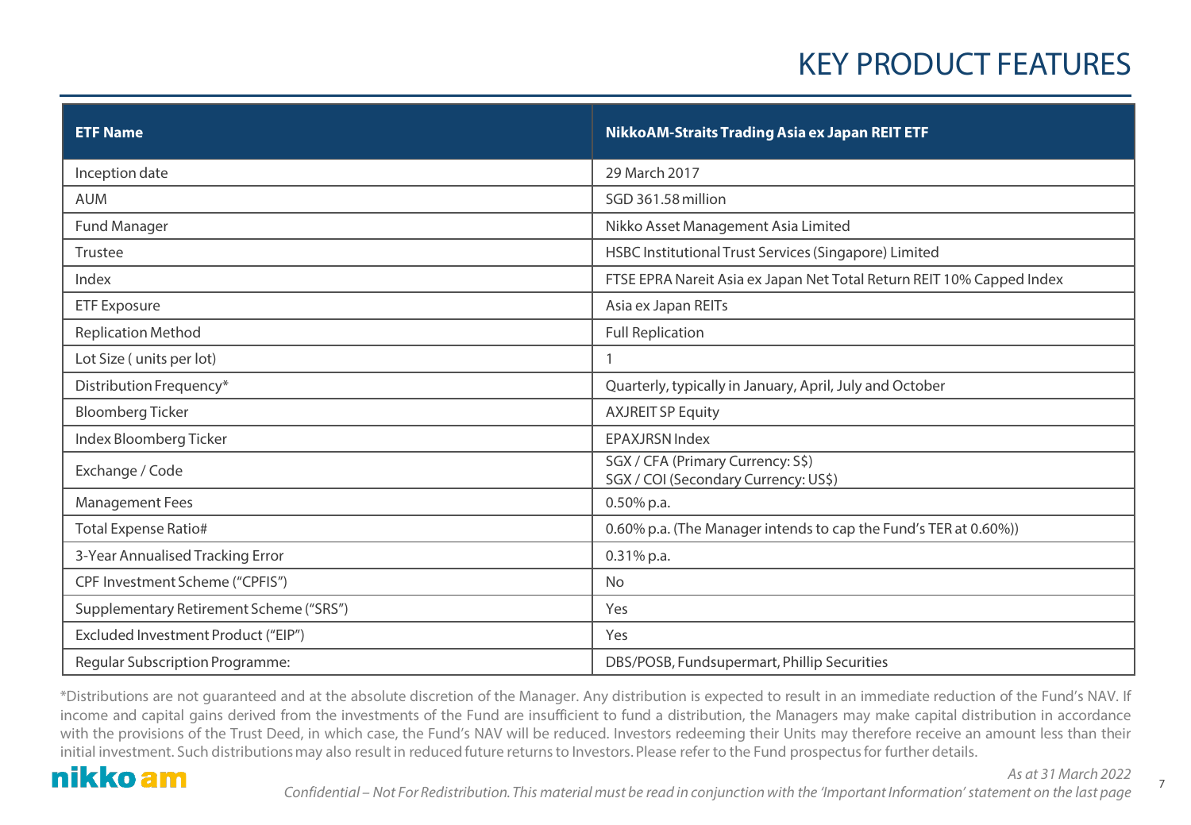# KEY PRODUCT FEATURES

| ETF Name | NikkoAM-Straits Trading Asia ex Japan REIT ETF |
| --- | --- |
| Inception date | 29 March 2017 |
| AUM | SGD 361.58 million |
| Fund Manager | Nikko Asset Management Asia Limited |
| Trustee | HSBC Institutional Trust Services (Singapore) Limited |
| Index | FTSE EPRA Nareit Asia ex Japan Net Total Return REIT 10% Capped Index |
| ETF Exposure | Asia ex Japan REITs |
| Replication Method | Full Replication |
| Lot Size ( units per lot) | 1 |
| Distribution Frequency* | Quarterly, typically in January, April, July and October |
| Bloomberg Ticker | AXJREIT SP Equity |
| Index Bloomberg Ticker | EPAXJRSN Index |
| Exchange / Code | SGX / CFA (Primary Currency: S$)<br>SGX / COI (Secondary Currency: US$) |
| Management Fees | 0.50% p.a. |
| Total Expense Ratio# | 0.60% p.a. (The Manager intends to cap the Fund's TER at 0.60%)) |
| 3-Year Annualised Tracking Error | 0.31% p.a. |
| CPF Investment Scheme ("CPFIS") | No |
| Supplementary Retirement Scheme ("SRS") | Yes |
| Excluded Investment Product ("EIP") | Yes |
| Regular Subscription Programme: | DBS/POSB, Fundsupermart, Phillip Securities |

*Distributions are not guaranteed and at the absolute discretion of the Manager. Any distribution is expected to result in an immediate reduction of the Fund's NAV. If income and capital gains derived from the investments of the Fund are insufficient to fund a distribution, the Managers may make capital distribution in accordance with the provisions of the Trust Deed, in which case, the Fund's NAV will be reduced. Investors redeeming their Units may therefore receive an amount less than their initial investment. Such distributions may also result in reduced future returns to Investors. Please refer to the Fund prospectus for further details.

*As at 31 March 2022*

*Confidential – Not For Redistribution. This material must be read in conjunction with the 'Important Information' statement on the last page*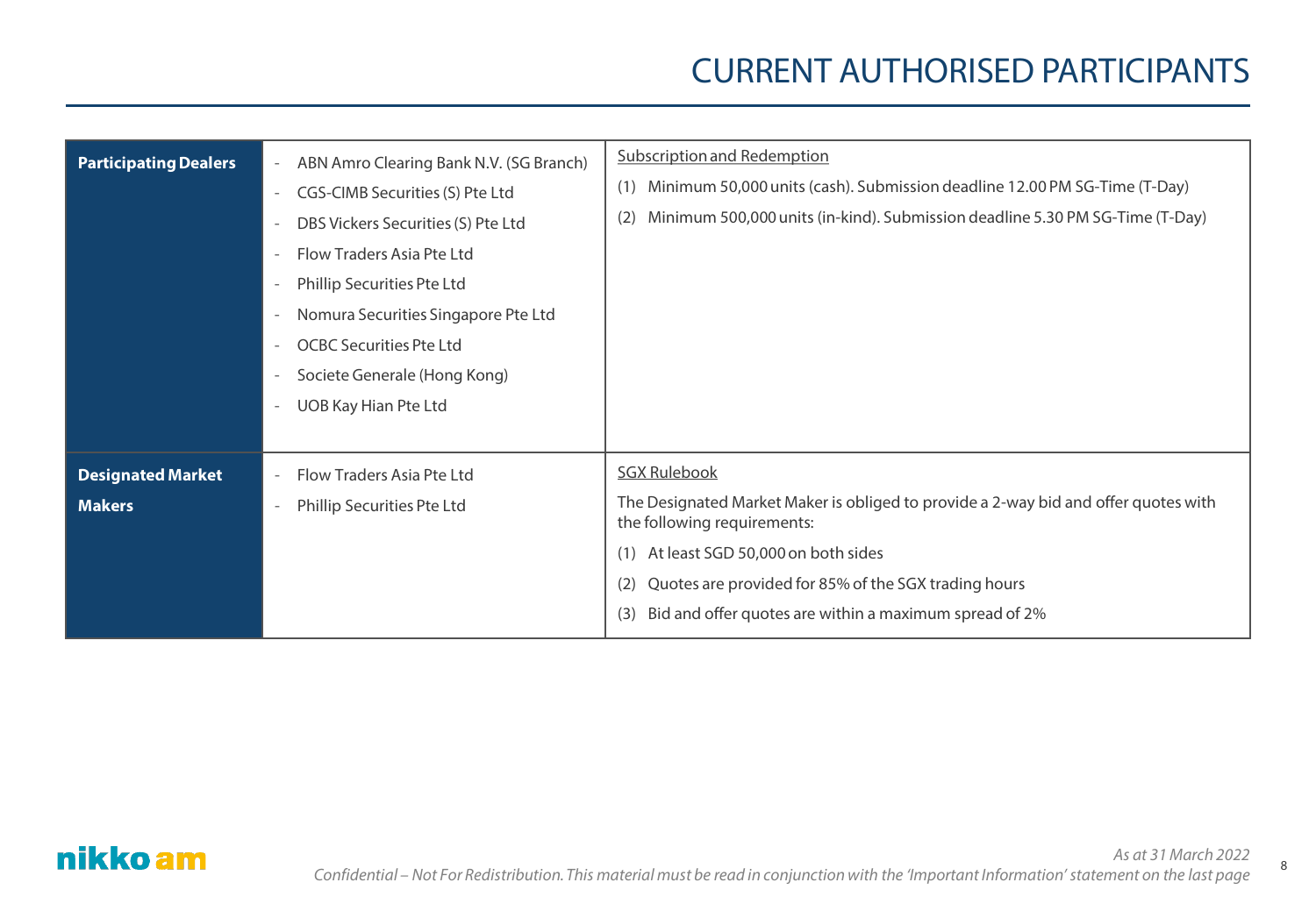# CURRENT AUTHORISED PARTICIPANTS

| | | |
|---|---|---|
| **Participating Dealers** | - ABN Amro Clearing Bank N.V. (SG Branch)<br>- CGS-CIMB Securities (S) Pte Ltd<br>- DBS Vickers Securities (S) Pte Ltd<br>- Flow Traders Asia Pte Ltd<br>- Phillip Securities Pte Ltd<br>- Nomura Securities Singapore Pte Ltd<br>- OCBC Securities Pte Ltd<br>- Societe Generale (Hong Kong)<br>- UOB Kay Hian Pte Ltd | Subscription and Redemption<br>(1) Minimum 50,000 units (cash). Submission deadline 12.00 PM SG-Time (T-Day)<br>(2) Minimum 500,000 units (in-kind). Submission deadline 5.30 PM SG-Time (T-Day) |
| **Designated Market Makers** | - Flow Traders Asia Pte Ltd<br>- Phillip Securities Pte Ltd | SGX Rulebook<br>The Designated Market Maker is obliged to provide a 2-way bid and offer quotes with the following requirements:<br>(1) At least SGD 50,000 on both sides<br>(2) Quotes are provided for 85% of the SGX trading hours<br>(3) Bid and offer quotes are within a maximum spread of 2% |

*As at 31 March 2022*

*Confidential – Not For Redistribution. This material must be read in conjunction with the 'Important Information' statement on the last page*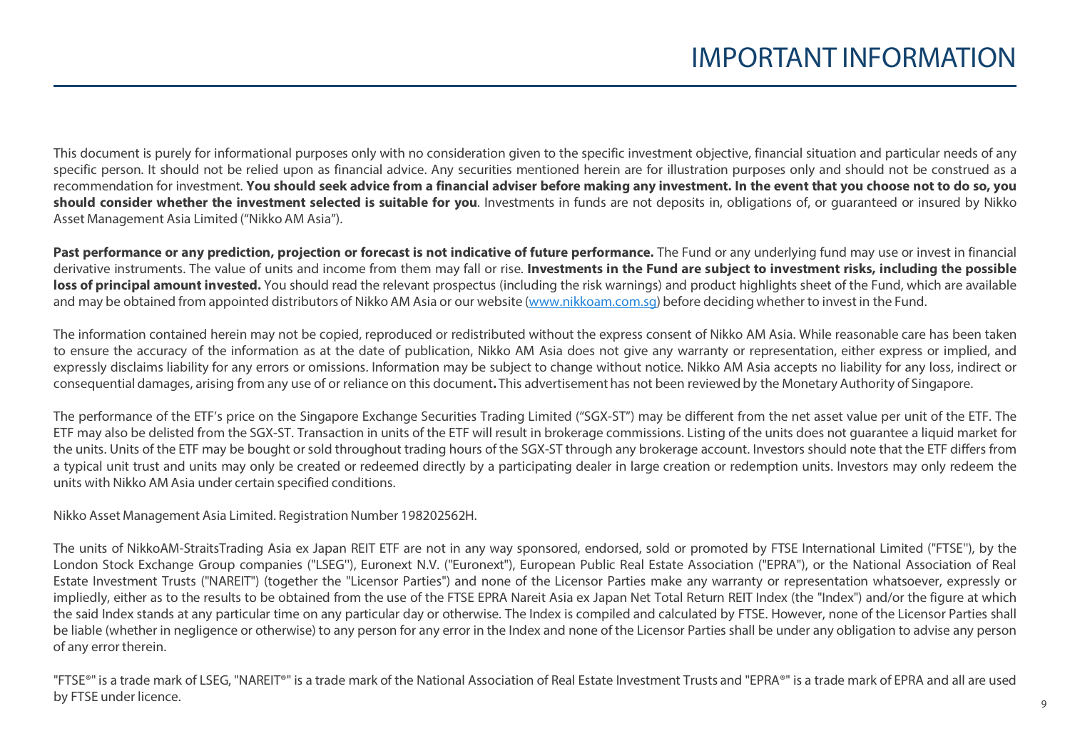# IMPORTANT INFORMATION

This document is purely for informational purposes only with no consideration given to the specific investment objective, financial situation and particular needs of any specific person. It should not be relied upon as financial advice. Any securities mentioned herein are for illustration purposes only and should not be construed as a recommendation for investment. **You should seek advice from a financial adviser before making any investment. In the event that you choose not to do so, you should consider whether the investment selected is suitable for you**. Investments in funds are not deposits in, obligations of, or guaranteed or insured by Nikko Asset Management Asia Limited ("Nikko AM Asia").

**Past performance or any prediction, projection or forecast is not indicative of future performance.** The Fund or any underlying fund may use or invest in financial derivative instruments. The value of units and income from them may fall or rise. **Investments in the Fund are subject to investment risks, including the possible loss of principal amount invested.** You should read the relevant prospectus (including the risk warnings) and product highlights sheet of the Fund, which are available and may be obtained from appointed distributors of Nikko AM Asia or our website ([www.nikkoam.com.sg](www.nikkoam.com.sg)) before deciding whether to invest in the Fund.

The information contained herein may not be copied, reproduced or redistributed without the express consent of Nikko AM Asia. While reasonable care has been taken to ensure the accuracy of the information as at the date of publication, Nikko AM Asia does not give any warranty or representation, either express or implied, and expressly disclaims liability for any errors or omissions. Information may be subject to change without notice. Nikko AM Asia accepts no liability for any loss, indirect or consequential damages, arising from any use of or reliance on this document**.** This advertisement has not been reviewed by the Monetary Authority of Singapore.

The performance of the ETF's price on the Singapore Exchange Securities Trading Limited ("SGX-ST") may be different from the net asset value per unit of the ETF. The ETF may also be delisted from the SGX-ST. Transaction in units of the ETF will result in brokerage commissions. Listing of the units does not guarantee a liquid market for the units. Units of the ETF may be bought or sold throughout trading hours of the SGX-ST through any brokerage account. Investors should note that the ETF differs from a typical unit trust and units may only be created or redeemed directly by a participating dealer in large creation or redemption units. Investors may only redeem the units with Nikko AM Asia under certain specified conditions.

Nikko Asset Management Asia Limited. Registration Number 198202562H.

The units of NikkoAM-StraitsTrading Asia ex Japan REIT ETF are not in any way sponsored, endorsed, sold or promoted by FTSE International Limited ("FTSE"), by the London Stock Exchange Group companies ("LSEG"), Euronext N.V. ("Euronext"), European Public Real Estate Association ("EPRA"), or the National Association of Real Estate Investment Trusts ("NAREIT") (together the "Licensor Parties") and none of the Licensor Parties make any warranty or representation whatsoever, expressly or impliedly, either as to the results to be obtained from the use of the FTSE EPRA Nareit Asia ex Japan Net Total Return REIT Index (the "Index") and/or the figure at which the said Index stands at any particular time on any particular day or otherwise. The Index is compiled and calculated by FTSE. However, none of the Licensor Parties shall be liable (whether in negligence or otherwise) to any person for any error in the Index and none of the Licensor Parties shall be under any obligation to advise any person of any error therein.

"FTSE®" is a trade mark of LSEG, "NAREIT®" is a trade mark of the National Association of Real Estate Investment Trusts and "EPRA®" is a trade mark of EPRA and all are used by FTSE under licence.